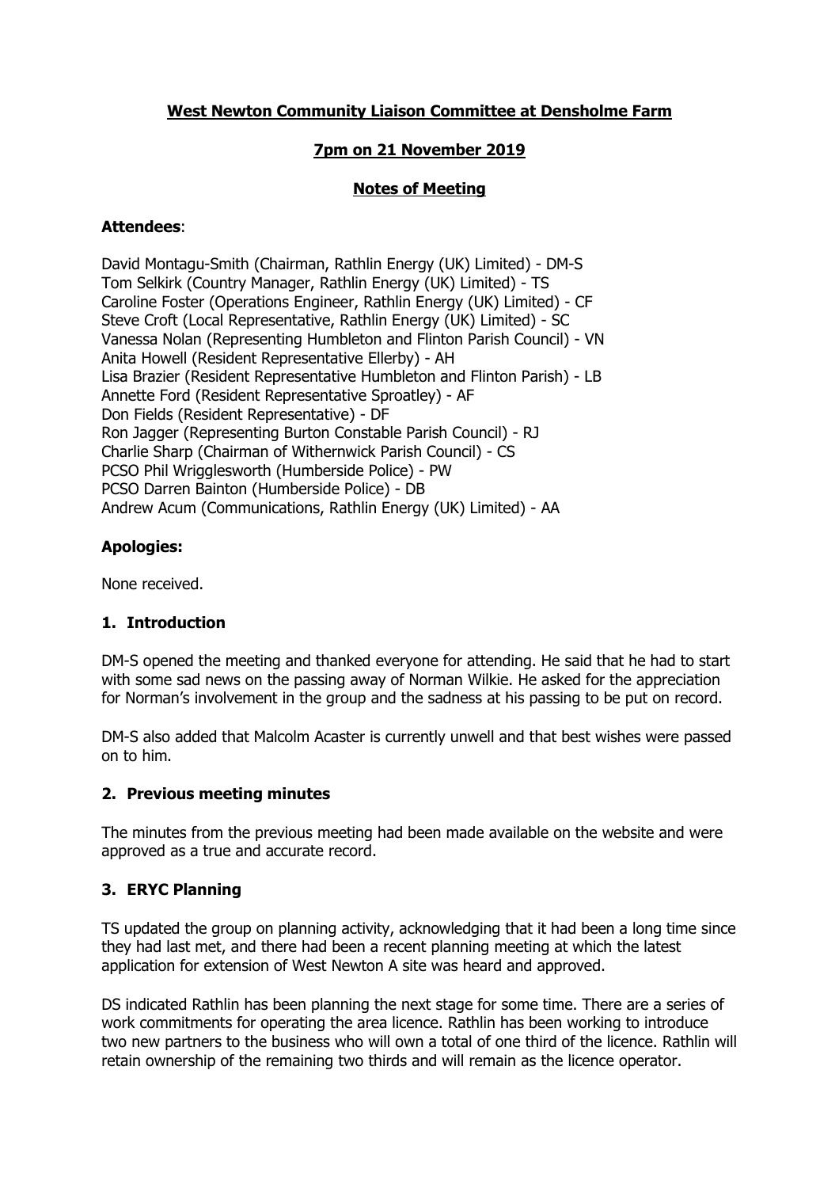# West Newton Community Liaison Committee at Densholme Farm

## 7pm on 21 November 2019

## Notes of Meeting

**Attendees**:

David Montagu-Smith (Chairman, Rathlin Energy (UK) Limited) - DM-S
Tom Selkirk (Country Manager, Rathlin Energy (UK) Limited) - TS
Caroline Foster (Operations Engineer, Rathlin Energy (UK) Limited) - CF
Steve Croft (Local Representative, Rathlin Energy (UK) Limited) - SC
Vanessa Nolan (Representing Humbleton and Flinton Parish Council) - VN
Anita Howell (Resident Representative Ellerby) - AH
Lisa Brazier (Resident Representative Humbleton and Flinton Parish) - LB
Annette Ford (Resident Representative Sproatley) - AF
Don Fields (Resident Representative) - DF
Ron Jagger (Representing Burton Constable Parish Council) - RJ
Charlie Sharp (Chairman of Withernwick Parish Council) - CS
PCSO Phil Wrigglesworth (Humberside Police) - PW
PCSO Darren Bainton (Humberside Police) - DB
Andrew Acum (Communications, Rathlin Energy (UK) Limited) - AA

**Apologies:**

None received.

### 1. Introduction

DM-S opened the meeting and thanked everyone for attending. He said that he had to start with some sad news on the passing away of Norman Wilkie. He asked for the appreciation for Norman's involvement in the group and the sadness at his passing to be put on record.

DM-S also added that Malcolm Acaster is currently unwell and that best wishes were passed on to him.

### 2. Previous meeting minutes

The minutes from the previous meeting had been made available on the website and were approved as a true and accurate record.

### 3. ERYC Planning

TS updated the group on planning activity, acknowledging that it had been a long time since they had last met, and there had been a recent planning meeting at which the latest application for extension of West Newton A site was heard and approved.

DS indicated Rathlin has been planning the next stage for some time. There are a series of work commitments for operating the area licence. Rathlin has been working to introduce two new partners to the business who will own a total of one third of the licence. Rathlin will retain ownership of the remaining two thirds and will remain as the licence operator.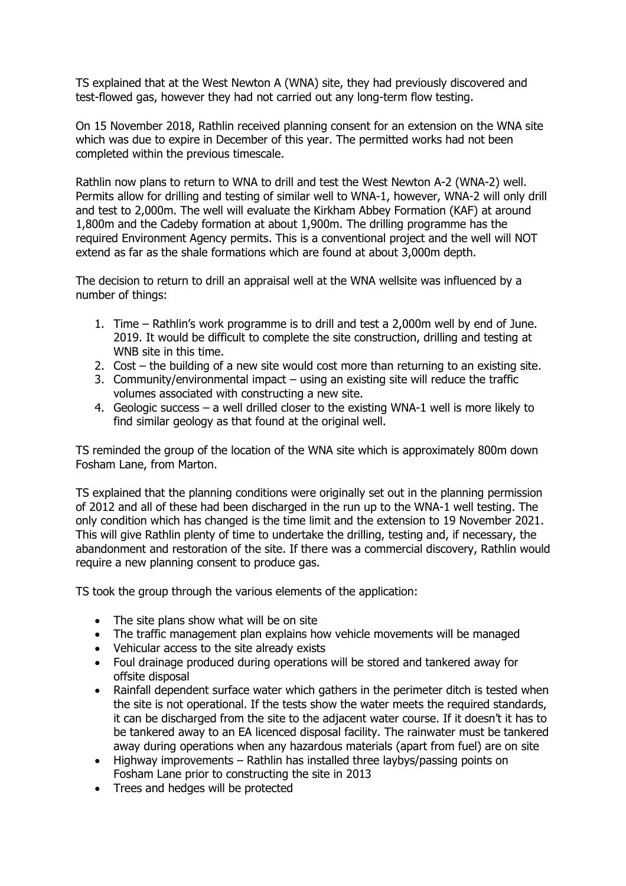TS explained that at the West Newton A (WNA) site, they had previously discovered and test-flowed gas, however they had not carried out any long-term flow testing.

On 15 November 2018, Rathlin received planning consent for an extension on the WNA site which was due to expire in December of this year. The permitted works had not been completed within the previous timescale.

Rathlin now plans to return to WNA to drill and test the West Newton A-2 (WNA-2) well. Permits allow for drilling and testing of similar well to WNA-1, however, WNA-2 will only drill and test to 2,000m. The well will evaluate the Kirkham Abbey Formation (KAF) at around 1,800m and the Cadeby formation at about 1,900m. The drilling programme has the required Environment Agency permits. This is a conventional project and the well will NOT extend as far as the shale formations which are found at about 3,000m depth.

The decision to return to drill an appraisal well at the WNA wellsite was influenced by a number of things:

1. Time – Rathlin's work programme is to drill and test a 2,000m well by end of June. 2019. It would be difficult to complete the site construction, drilling and testing at WNB site in this time.
2. Cost – the building of a new site would cost more than returning to an existing site.
3. Community/environmental impact – using an existing site will reduce the traffic volumes associated with constructing a new site.
4. Geologic success – a well drilled closer to the existing WNA-1 well is more likely to find similar geology as that found at the original well.

TS reminded the group of the location of the WNA site which is approximately 800m down Fosham Lane, from Marton.

TS explained that the planning conditions were originally set out in the planning permission of 2012 and all of these had been discharged in the run up to the WNA-1 well testing. The only condition which has changed is the time limit and the extension to 19 November 2021. This will give Rathlin plenty of time to undertake the drilling, testing and, if necessary, the abandonment and restoration of the site. If there was a commercial discovery, Rathlin would require a new planning consent to produce gas.

TS took the group through the various elements of the application:

- The site plans show what will be on site
- The traffic management plan explains how vehicle movements will be managed
- Vehicular access to the site already exists
- Foul drainage produced during operations will be stored and tankered away for offsite disposal
- Rainfall dependent surface water which gathers in the perimeter ditch is tested when the site is not operational. If the tests show the water meets the required standards, it can be discharged from the site to the adjacent water course. If it doesn't it has to be tankered away to an EA licenced disposal facility. The rainwater must be tankered away during operations when any hazardous materials (apart from fuel) are on site
- Highway improvements – Rathlin has installed three laybys/passing points on Fosham Lane prior to constructing the site in 2013
- Trees and hedges will be protected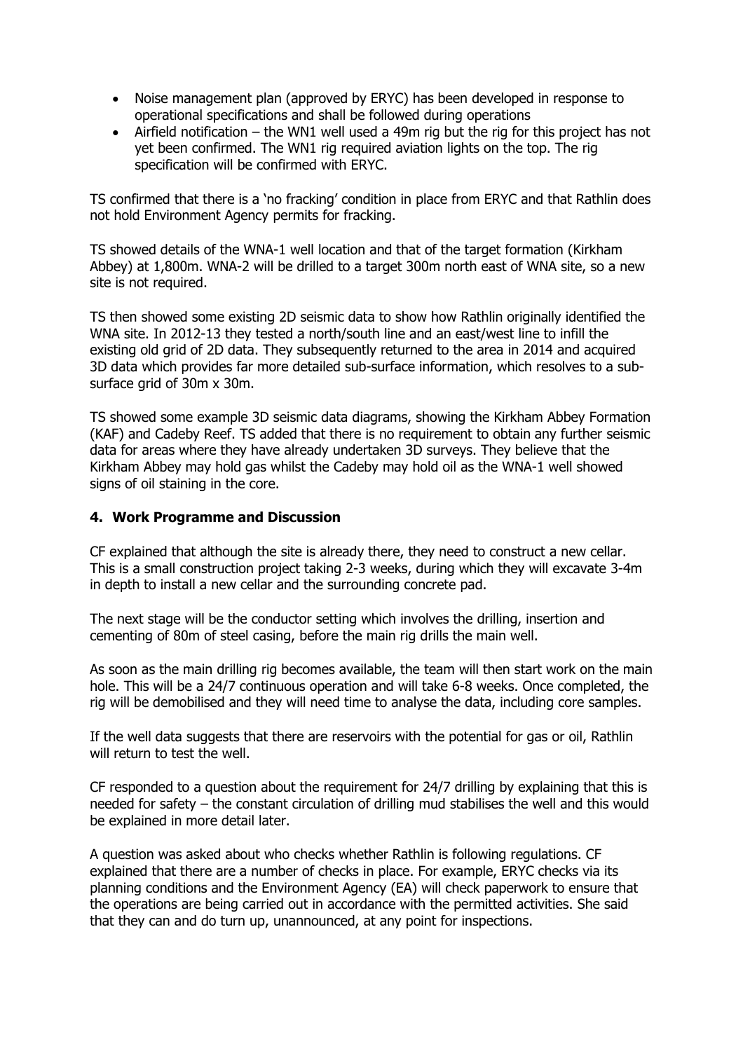- Noise management plan (approved by ERYC) has been developed in response to operational specifications and shall be followed during operations
- Airfield notification – the WN1 well used a 49m rig but the rig for this project has not yet been confirmed. The WN1 rig required aviation lights on the top. The rig specification will be confirmed with ERYC.

TS confirmed that there is a 'no fracking' condition in place from ERYC and that Rathlin does not hold Environment Agency permits for fracking.

TS showed details of the WNA-1 well location and that of the target formation (Kirkham Abbey) at 1,800m. WNA-2 will be drilled to a target 300m north east of WNA site, so a new site is not required.

TS then showed some existing 2D seismic data to show how Rathlin originally identified the WNA site. In 2012-13 they tested a north/south line and an east/west line to infill the existing old grid of 2D data. They subsequently returned to the area in 2014 and acquired 3D data which provides far more detailed sub-surface information, which resolves to a sub-surface grid of 30m x 30m.

TS showed some example 3D seismic data diagrams, showing the Kirkham Abbey Formation (KAF) and Cadeby Reef. TS added that there is no requirement to obtain any further seismic data for areas where they have already undertaken 3D surveys. They believe that the Kirkham Abbey may hold gas whilst the Cadeby may hold oil as the WNA-1 well showed signs of oil staining in the core.

## 4. Work Programme and Discussion

CF explained that although the site is already there, they need to construct a new cellar. This is a small construction project taking 2-3 weeks, during which they will excavate 3-4m in depth to install a new cellar and the surrounding concrete pad.

The next stage will be the conductor setting which involves the drilling, insertion and cementing of 80m of steel casing, before the main rig drills the main well.

As soon as the main drilling rig becomes available, the team will then start work on the main hole. This will be a 24/7 continuous operation and will take 6-8 weeks. Once completed, the rig will be demobilised and they will need time to analyse the data, including core samples.

If the well data suggests that there are reservoirs with the potential for gas or oil, Rathlin will return to test the well.

CF responded to a question about the requirement for 24/7 drilling by explaining that this is needed for safety – the constant circulation of drilling mud stabilises the well and this would be explained in more detail later.

A question was asked about who checks whether Rathlin is following regulations. CF explained that there are a number of checks in place. For example, ERYC checks via its planning conditions and the Environment Agency (EA) will check paperwork to ensure that the operations are being carried out in accordance with the permitted activities. She said that they can and do turn up, unannounced, at any point for inspections.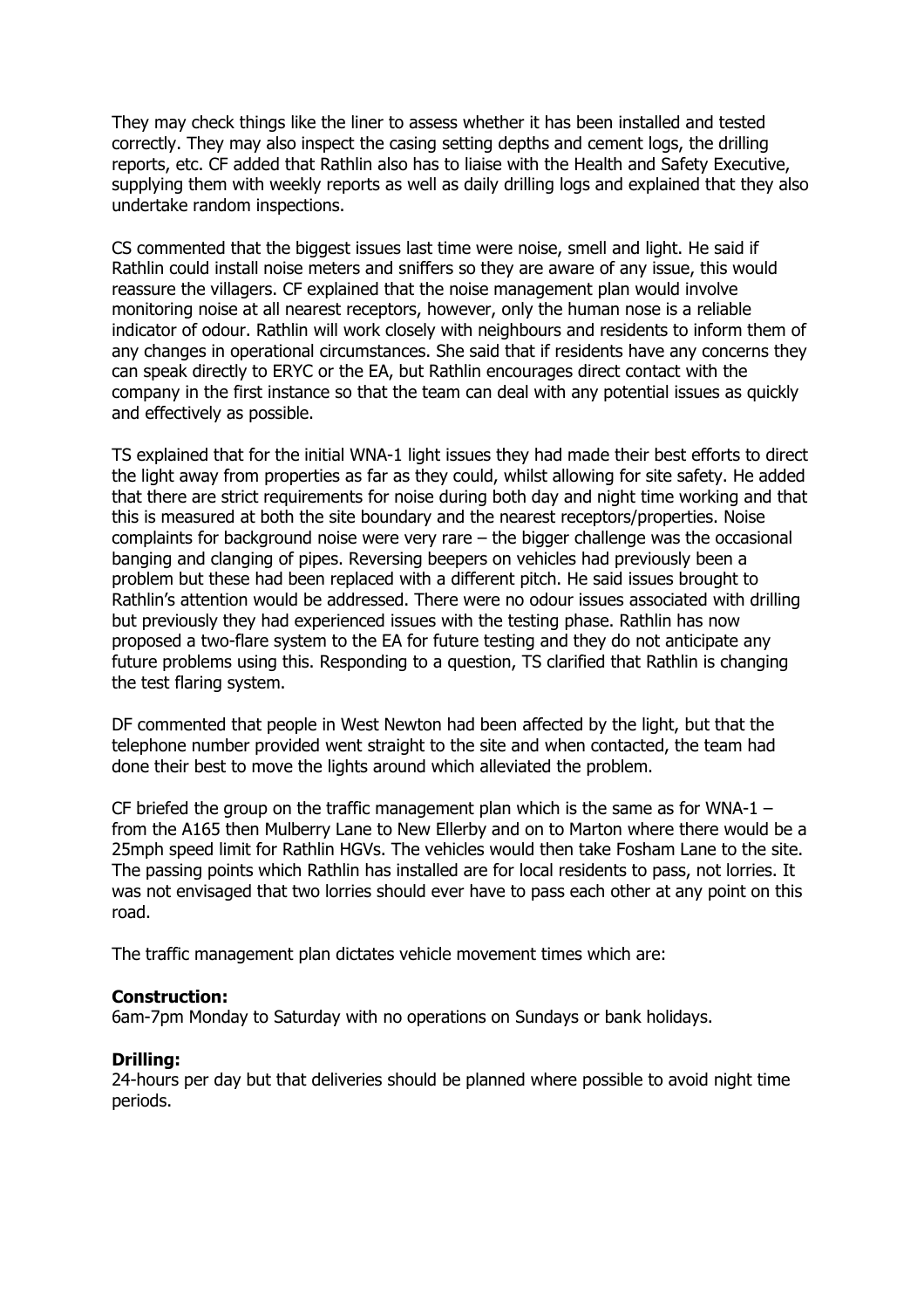They may check things like the liner to assess whether it has been installed and tested correctly. They may also inspect the casing setting depths and cement logs, the drilling reports, etc. CF added that Rathlin also has to liaise with the Health and Safety Executive, supplying them with weekly reports as well as daily drilling logs and explained that they also undertake random inspections.

CS commented that the biggest issues last time were noise, smell and light. He said if Rathlin could install noise meters and sniffers so they are aware of any issue, this would reassure the villagers. CF explained that the noise management plan would involve monitoring noise at all nearest receptors, however, only the human nose is a reliable indicator of odour. Rathlin will work closely with neighbours and residents to inform them of any changes in operational circumstances. She said that if residents have any concerns they can speak directly to ERYC or the EA, but Rathlin encourages direct contact with the company in the first instance so that the team can deal with any potential issues as quickly and effectively as possible.

TS explained that for the initial WNA-1 light issues they had made their best efforts to direct the light away from properties as far as they could, whilst allowing for site safety. He added that there are strict requirements for noise during both day and night time working and that this is measured at both the site boundary and the nearest receptors/properties. Noise complaints for background noise were very rare – the bigger challenge was the occasional banging and clanging of pipes. Reversing beepers on vehicles had previously been a problem but these had been replaced with a different pitch. He said issues brought to Rathlin's attention would be addressed. There were no odour issues associated with drilling but previously they had experienced issues with the testing phase. Rathlin has now proposed a two-flare system to the EA for future testing and they do not anticipate any future problems using this. Responding to a question, TS clarified that Rathlin is changing the test flaring system.

DF commented that people in West Newton had been affected by the light, but that the telephone number provided went straight to the site and when contacted, the team had done their best to move the lights around which alleviated the problem.

CF briefed the group on the traffic management plan which is the same as for WNA-1 – from the A165 then Mulberry Lane to New Ellerby and on to Marton where there would be a 25mph speed limit for Rathlin HGVs. The vehicles would then take Fosham Lane to the site. The passing points which Rathlin has installed are for local residents to pass, not lorries. It was not envisaged that two lorries should ever have to pass each other at any point on this road.

The traffic management plan dictates vehicle movement times which are:

**Construction:**
6am-7pm Monday to Saturday with no operations on Sundays or bank holidays.

**Drilling:**
24-hours per day but that deliveries should be planned where possible to avoid night time periods.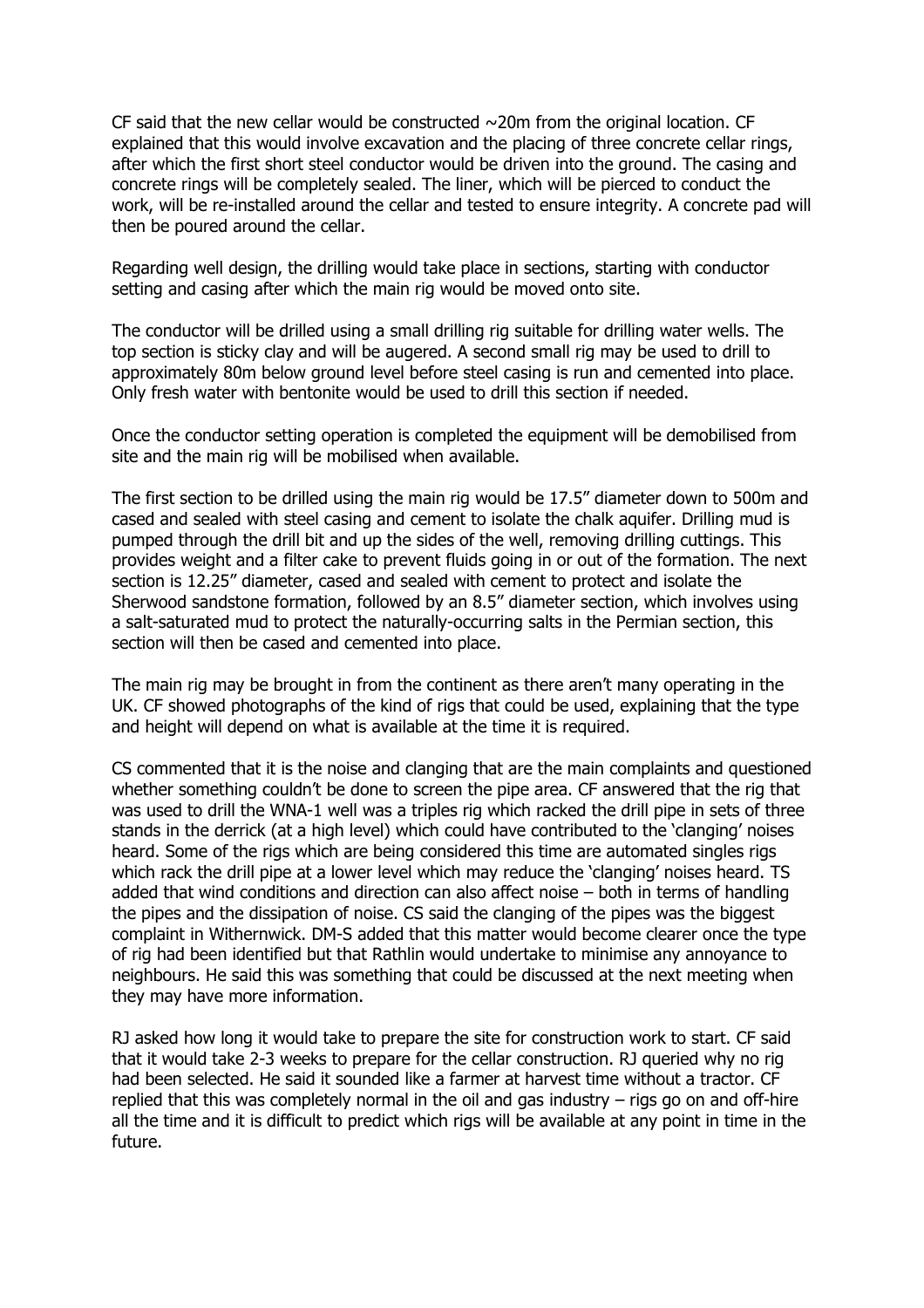CF said that the new cellar would be constructed ~20m from the original location. CF explained that this would involve excavation and the placing of three concrete cellar rings, after which the first short steel conductor would be driven into the ground. The casing and concrete rings will be completely sealed. The liner, which will be pierced to conduct the work, will be re-installed around the cellar and tested to ensure integrity. A concrete pad will then be poured around the cellar.

Regarding well design, the drilling would take place in sections, starting with conductor setting and casing after which the main rig would be moved onto site.

The conductor will be drilled using a small drilling rig suitable for drilling water wells. The top section is sticky clay and will be augered. A second small rig may be used to drill to approximately 80m below ground level before steel casing is run and cemented into place. Only fresh water with bentonite would be used to drill this section if needed.

Once the conductor setting operation is completed the equipment will be demobilised from site and the main rig will be mobilised when available.

The first section to be drilled using the main rig would be 17.5" diameter down to 500m and cased and sealed with steel casing and cement to isolate the chalk aquifer. Drilling mud is pumped through the drill bit and up the sides of the well, removing drilling cuttings. This provides weight and a filter cake to prevent fluids going in or out of the formation. The next section is 12.25" diameter, cased and sealed with cement to protect and isolate the Sherwood sandstone formation, followed by an 8.5" diameter section, which involves using a salt-saturated mud to protect the naturally-occurring salts in the Permian section, this section will then be cased and cemented into place.

The main rig may be brought in from the continent as there aren't many operating in the UK. CF showed photographs of the kind of rigs that could be used, explaining that the type and height will depend on what is available at the time it is required.

CS commented that it is the noise and clanging that are the main complaints and questioned whether something couldn't be done to screen the pipe area. CF answered that the rig that was used to drill the WNA-1 well was a triples rig which racked the drill pipe in sets of three stands in the derrick (at a high level) which could have contributed to the 'clanging' noises heard. Some of the rigs which are being considered this time are automated singles rigs which rack the drill pipe at a lower level which may reduce the 'clanging' noises heard. TS added that wind conditions and direction can also affect noise – both in terms of handling the pipes and the dissipation of noise. CS said the clanging of the pipes was the biggest complaint in Withernwick. DM-S added that this matter would become clearer once the type of rig had been identified but that Rathlin would undertake to minimise any annoyance to neighbours. He said this was something that could be discussed at the next meeting when they may have more information.

RJ asked how long it would take to prepare the site for construction work to start. CF said that it would take 2-3 weeks to prepare for the cellar construction. RJ queried why no rig had been selected. He said it sounded like a farmer at harvest time without a tractor. CF replied that this was completely normal in the oil and gas industry – rigs go on and off-hire all the time and it is difficult to predict which rigs will be available at any point in time in the future.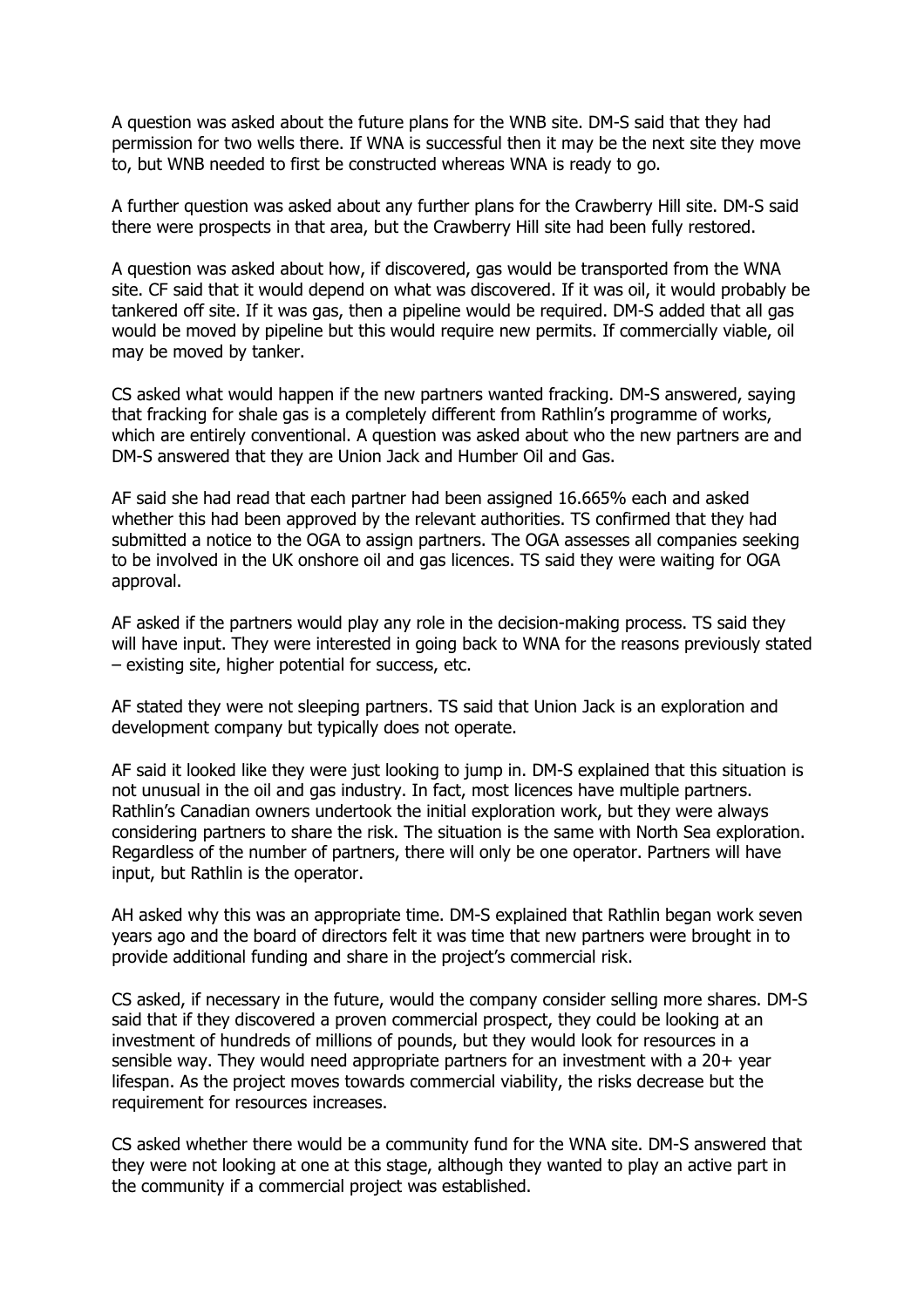A question was asked about the future plans for the WNB site. DM-S said that they had permission for two wells there. If WNA is successful then it may be the next site they move to, but WNB needed to first be constructed whereas WNA is ready to go.

A further question was asked about any further plans for the Crawberry Hill site. DM-S said there were prospects in that area, but the Crawberry Hill site had been fully restored.

A question was asked about how, if discovered, gas would be transported from the WNA site. CF said that it would depend on what was discovered. If it was oil, it would probably be tankered off site. If it was gas, then a pipeline would be required. DM-S added that all gas would be moved by pipeline but this would require new permits. If commercially viable, oil may be moved by tanker.

CS asked what would happen if the new partners wanted fracking. DM-S answered, saying that fracking for shale gas is a completely different from Rathlin's programme of works, which are entirely conventional. A question was asked about who the new partners are and DM-S answered that they are Union Jack and Humber Oil and Gas.

AF said she had read that each partner had been assigned 16.665% each and asked whether this had been approved by the relevant authorities. TS confirmed that they had submitted a notice to the OGA to assign partners. The OGA assesses all companies seeking to be involved in the UK onshore oil and gas licences. TS said they were waiting for OGA approval.

AF asked if the partners would play any role in the decision-making process. TS said they will have input. They were interested in going back to WNA for the reasons previously stated – existing site, higher potential for success, etc.

AF stated they were not sleeping partners. TS said that Union Jack is an exploration and development company but typically does not operate.

AF said it looked like they were just looking to jump in. DM-S explained that this situation is not unusual in the oil and gas industry. In fact, most licences have multiple partners. Rathlin's Canadian owners undertook the initial exploration work, but they were always considering partners to share the risk. The situation is the same with North Sea exploration. Regardless of the number of partners, there will only be one operator. Partners will have input, but Rathlin is the operator.

AH asked why this was an appropriate time. DM-S explained that Rathlin began work seven years ago and the board of directors felt it was time that new partners were brought in to provide additional funding and share in the project's commercial risk.

CS asked, if necessary in the future, would the company consider selling more shares. DM-S said that if they discovered a proven commercial prospect, they could be looking at an investment of hundreds of millions of pounds, but they would look for resources in a sensible way. They would need appropriate partners for an investment with a 20+ year lifespan. As the project moves towards commercial viability, the risks decrease but the requirement for resources increases.

CS asked whether there would be a community fund for the WNA site. DM-S answered that they were not looking at one at this stage, although they wanted to play an active part in the community if a commercial project was established.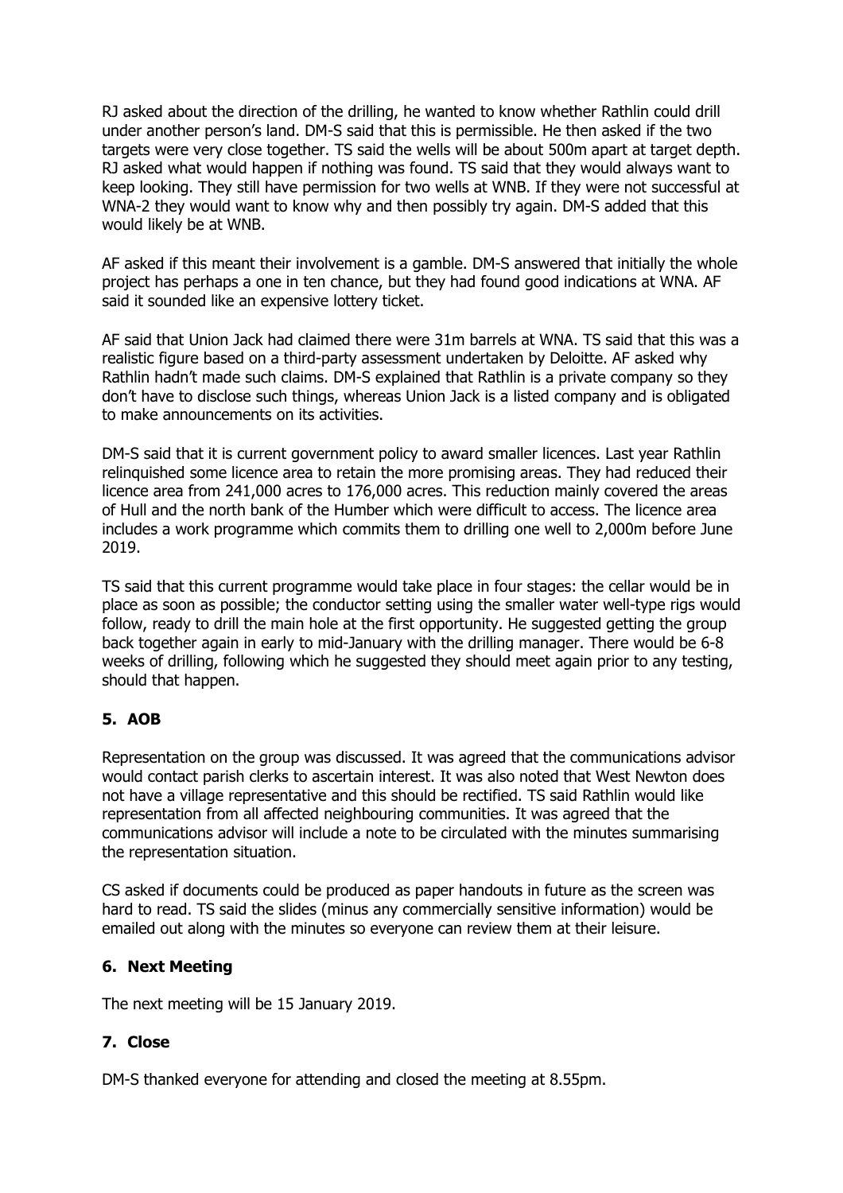RJ asked about the direction of the drilling, he wanted to know whether Rathlin could drill under another person's land. DM-S said that this is permissible. He then asked if the two targets were very close together. TS said the wells will be about 500m apart at target depth. RJ asked what would happen if nothing was found. TS said that they would always want to keep looking. They still have permission for two wells at WNB. If they were not successful at WNA-2 they would want to know why and then possibly try again. DM-S added that this would likely be at WNB.

AF asked if this meant their involvement is a gamble. DM-S answered that initially the whole project has perhaps a one in ten chance, but they had found good indications at WNA. AF said it sounded like an expensive lottery ticket.

AF said that Union Jack had claimed there were 31m barrels at WNA. TS said that this was a realistic figure based on a third-party assessment undertaken by Deloitte. AF asked why Rathlin hadn't made such claims. DM-S explained that Rathlin is a private company so they don't have to disclose such things, whereas Union Jack is a listed company and is obligated to make announcements on its activities.

DM-S said that it is current government policy to award smaller licences. Last year Rathlin relinquished some licence area to retain the more promising areas. They had reduced their licence area from 241,000 acres to 176,000 acres. This reduction mainly covered the areas of Hull and the north bank of the Humber which were difficult to access. The licence area includes a work programme which commits them to drilling one well to 2,000m before June 2019.

TS said that this current programme would take place in four stages: the cellar would be in place as soon as possible; the conductor setting using the smaller water well-type rigs would follow, ready to drill the main hole at the first opportunity. He suggested getting the group back together again in early to mid-January with the drilling manager. There would be 6-8 weeks of drilling, following which he suggested they should meet again prior to any testing, should that happen.

## 5. AOB

Representation on the group was discussed. It was agreed that the communications advisor would contact parish clerks to ascertain interest. It was also noted that West Newton does not have a village representative and this should be rectified. TS said Rathlin would like representation from all affected neighbouring communities. It was agreed that the communications advisor will include a note to be circulated with the minutes summarising the representation situation.

CS asked if documents could be produced as paper handouts in future as the screen was hard to read. TS said the slides (minus any commercially sensitive information) would be emailed out along with the minutes so everyone can review them at their leisure.

## 6. Next Meeting

The next meeting will be 15 January 2019.

## 7. Close

DM-S thanked everyone for attending and closed the meeting at 8.55pm.